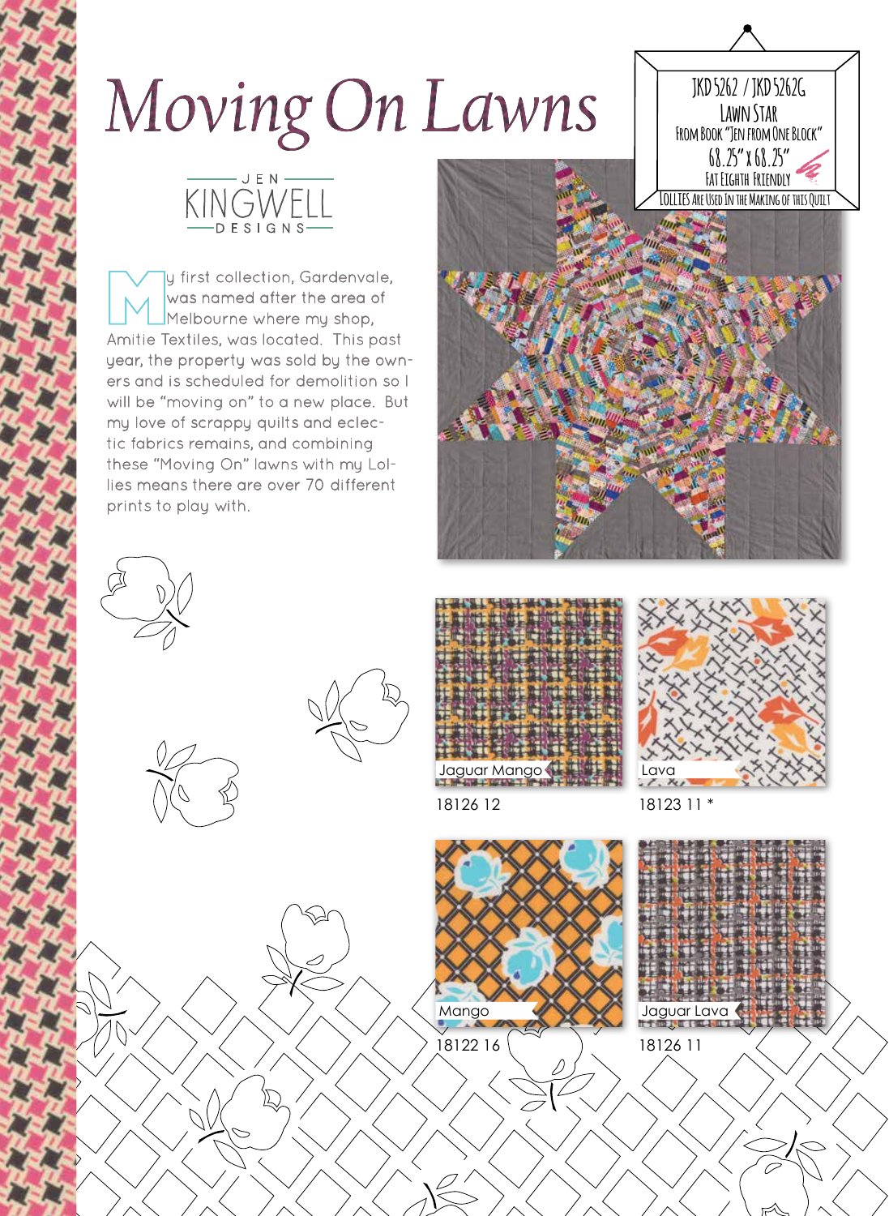# Moving On Lawns

JEN KINGWELL DESIGNS

My first collection, Gardenvale, was named after the area of Melbourne where my shop, Amitie Textiles, was located. This past year, the property was sold by the owners and is scheduled for demolition so I will be "moving on" to a new place. But my love of scrappy quilts and eclectic fabrics remains, and combining these "Moving On" lawns with my Lollies means there are over 70 different prints to play with.

JKD 5262 / JKD 5262G
Lawn Star
From Book "Jen from One Block"
68.25" x 68.25"
Fat Eighth Friendly
Lollies Are Used In the Making of this Quilt

Jaguar Mango
18126 12

Lava
18123 11 *

Mango
18122 16

Jaguar Lava
18126 11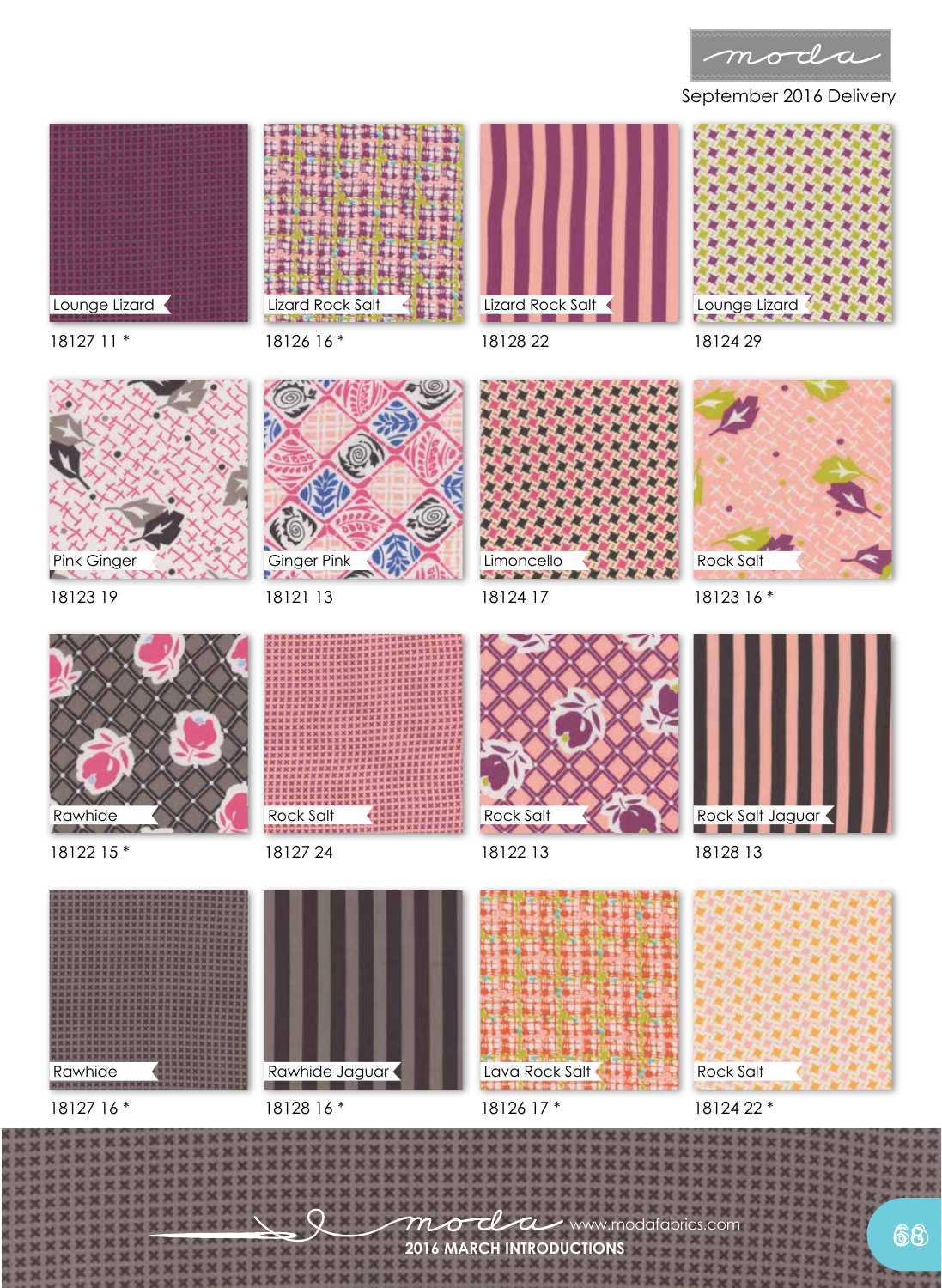moda

September 2016 Delivery

| | | | |
|---|---|---|---|
| Lounge Lizard | Lizard Rock Salt | Lizard Rock Salt | Lounge Lizard |
| 18127 11 * | 18126 16 * | 18128 22 | 18124 29 |
| Pink Ginger | Ginger Pink | Limoncello | Rock Salt |
| 18123 19 | 18121 13 | 18124 17 | 18123 16 * |
| Rawhide | Rock Salt | Rock Salt | Rock Salt Jaguar |
| 18122 15 * | 18127 24 | 18122 13 | 18128 13 |
| Rawhide | Rawhide Jaguar | Lava Rock Salt | Rock Salt |
| 18127 16 * | 18128 16 * | 18126 17 * | 18124 22 * |

moda www.modafabrics.com

2016 MARCH INTRODUCTIONS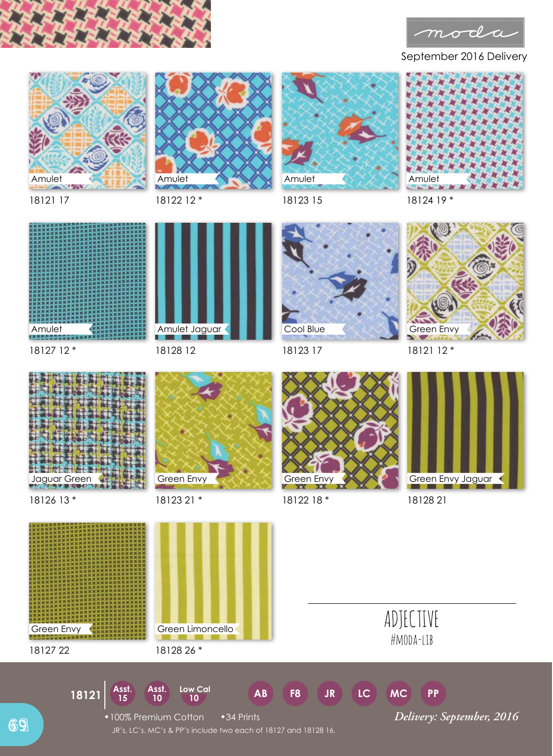moda

September 2016 Delivery

Amulet
18121 17

Amulet
18122 12 *

Amulet
18123 15

Amulet
18124 19 *

Amulet
18127 12 *

Amulet Jaguar
18128 12

Cool Blue
18123 17

Green Envy
18121 12 *

Jaguar Green
18126 13 *

Green Envy
18123 21 *

Green Envy
18122 18 *

Green Envy Jaguar
18128 21

Green Envy
18127 22

Green Limoncello
18128 26 *

# ADJECTIVE

#MODA-LIB

**18121** | Asst. 15 | Asst. 10 | Low Cal 10 | AB | F8 | JR | LC | MC | PP

• 100% Premium Cotton • 34 Prints

JR's, LC's, MC's & PP's include two each of 18127 and 18128 16.

*Delivery: September, 2016*